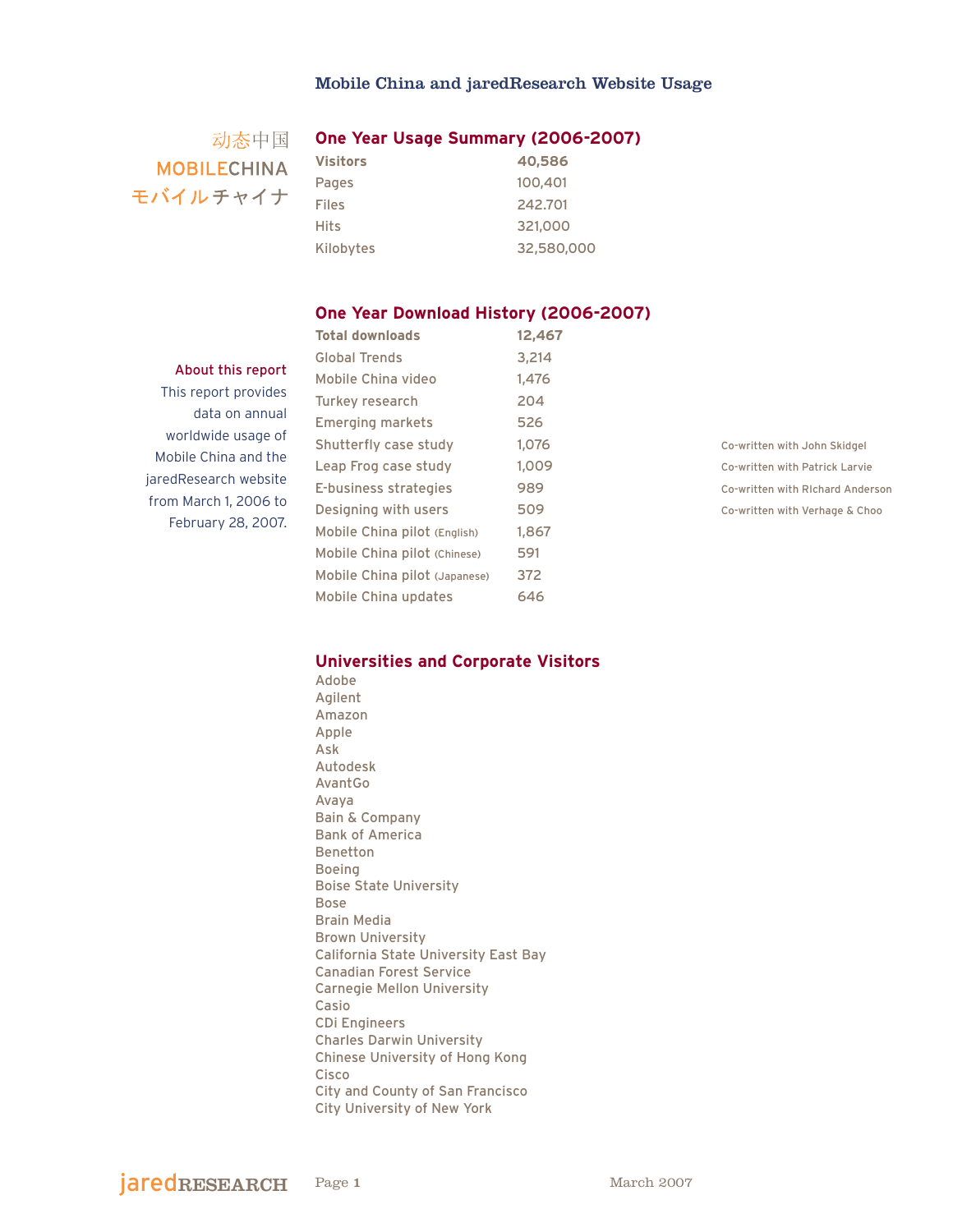# Mobile China and jaredResearch Website Usage

动态中国
MOBILECHINA
モバイルチャイナ

## One Year Usage Summary (2006-2007)

| | |
|---|---|
| **Visitors** | **40,586** |
| Pages | 100,401 |
| Files | 242.701 |
| Hits | 321,000 |
| Kilobytes | 32,580,000 |

## One Year Download History (2006-2007)

| | | |
|---|---|---|
| **Total downloads** | **12,467** | |
| Global Trends | 3,214 | |
| Mobile China video | 1,476 | |
| Turkey research | 204 | |
| Emerging markets | 526 | |
| Shutterfly case study | 1,076 | Co-written with John Skidgel |
| Leap Frog case study | 1,009 | Co-written with Patrick Larvie |
| E-business strategies | 989 | Co-written with RIchard Anderson |
| Designing with users | 509 | Co-written with Verhage & Choo |
| Mobile China pilot (English) | 1,867 | |
| Mobile China pilot (Chinese) | 591 | |
| Mobile China pilot (Japanese) | 372 | |
| Mobile China updates | 646 | |

**About this report**

This report provides data on annual worldwide usage of Mobile China and the jaredResearch website from March 1, 2006 to February 28, 2007.

## Universities and Corporate Visitors

Adobe
Agilent
Amazon
Apple
Ask
Autodesk
AvantGo
Avaya
Bain & Company
Bank of America
Benetton
Boeing
Boise State University
Bose
Brain Media
Brown University
California State University East Bay
Canadian Forest Service
Carnegie Mellon University
Casio
CDi Engineers
Charles Darwin University
Chinese University of Hong Kong
Cisco
City and County of San Francisco
City University of New York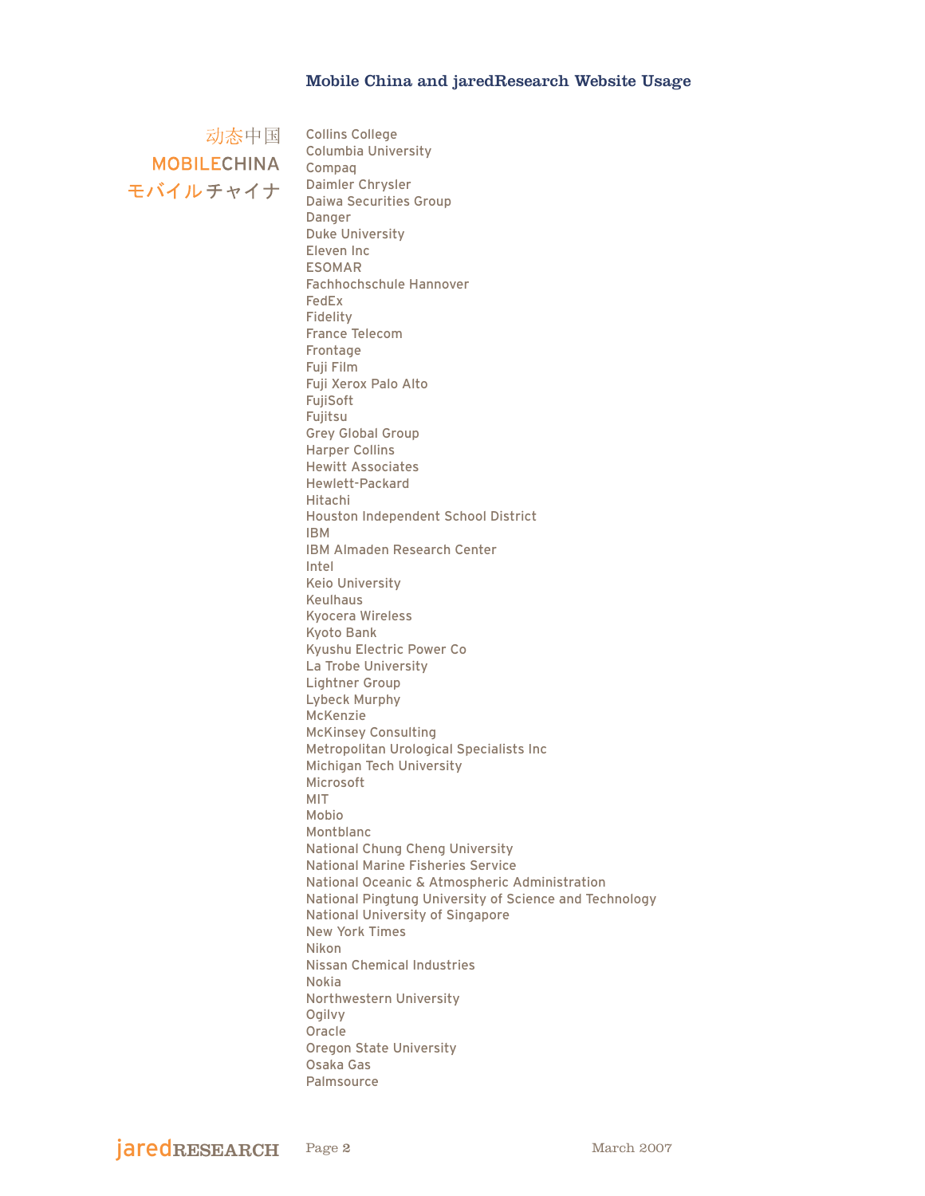## Mobile China and jaredResearch Website Usage

动态中国
MOBILECHINA
モバイルチャイナ

- Collins College
- Columbia University
- Compaq
- Daimler Chrysler
- Daiwa Securities Group
- Danger
- Duke University
- Eleven Inc
- ESOMAR
- Fachhochschule Hannover
- FedEx
- Fidelity
- France Telecom
- Frontage
- Fuji Film
- Fuji Xerox Palo Alto
- FujiSoft
- Fujitsu
- Grey Global Group
- Harper Collins
- Hewitt Associates
- Hewlett-Packard
- Hitachi
- Houston Independent School District
- IBM
- IBM Almaden Research Center
- Intel
- Keio University
- Keulhaus
- Kyocera Wireless
- Kyoto Bank
- Kyushu Electric Power Co
- La Trobe University
- Lightner Group
- Lybeck Murphy
- McKenzie
- McKinsey Consulting
- Metropolitan Urological Specialists Inc
- Michigan Tech University
- Microsoft
- MIT
- Mobio
- Montblanc
- National Chung Cheng University
- National Marine Fisheries Service
- National Oceanic & Atmospheric Administration
- National Pingtung University of Science and Technology
- National University of Singapore
- New York Times
- Nikon
- Nissan Chemical Industries
- Nokia
- Northwestern University
- Ogilvy
- Oracle
- Oregon State University
- Osaka Gas
- Palmsource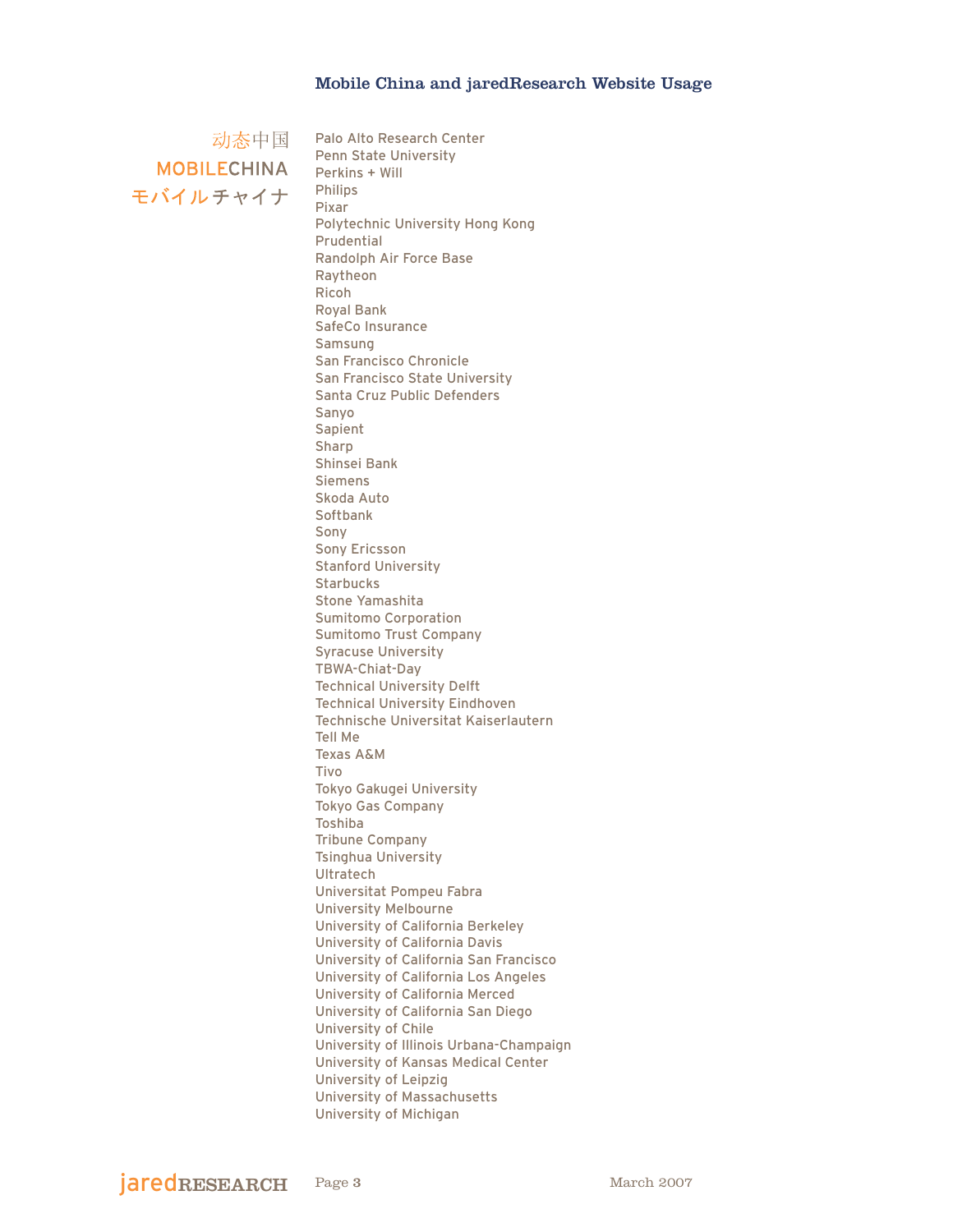Palo Alto Research Center
Penn State University
Perkins + Will
Philips
Pixar
Polytechnic University Hong Kong
Prudential
Randolph Air Force Base
Raytheon
Ricoh
Royal Bank
SafeCo Insurance
Samsung
San Francisco Chronicle
San Francisco State University
Santa Cruz Public Defenders
Sanyo
Sapient
Sharp
Shinsei Bank
Siemens
Skoda Auto
Softbank
Sony
Sony Ericsson
Stanford University
Starbucks
Stone Yamashita
Sumitomo Corporation
Sumitomo Trust Company
Syracuse University
TBWA-Chiat-Day
Technical University Delft
Technical University Eindhoven
Technische Universitat Kaiserlautern
Tell Me
Texas A&M
Tivo
Tokyo Gakugei University
Tokyo Gas Company
Toshiba
Tribune Company
Tsinghua University
Ultratech
Universitat Pompeu Fabra
University Melbourne
University of California Berkeley
University of California Davis
University of California San Francisco
University of California Los Angeles
University of California Merced
University of California San Diego
University of Chile
University of Illinois Urbana-Champaign
University of Kansas Medical Center
University of Leipzig
University of Massachusetts
University of Michigan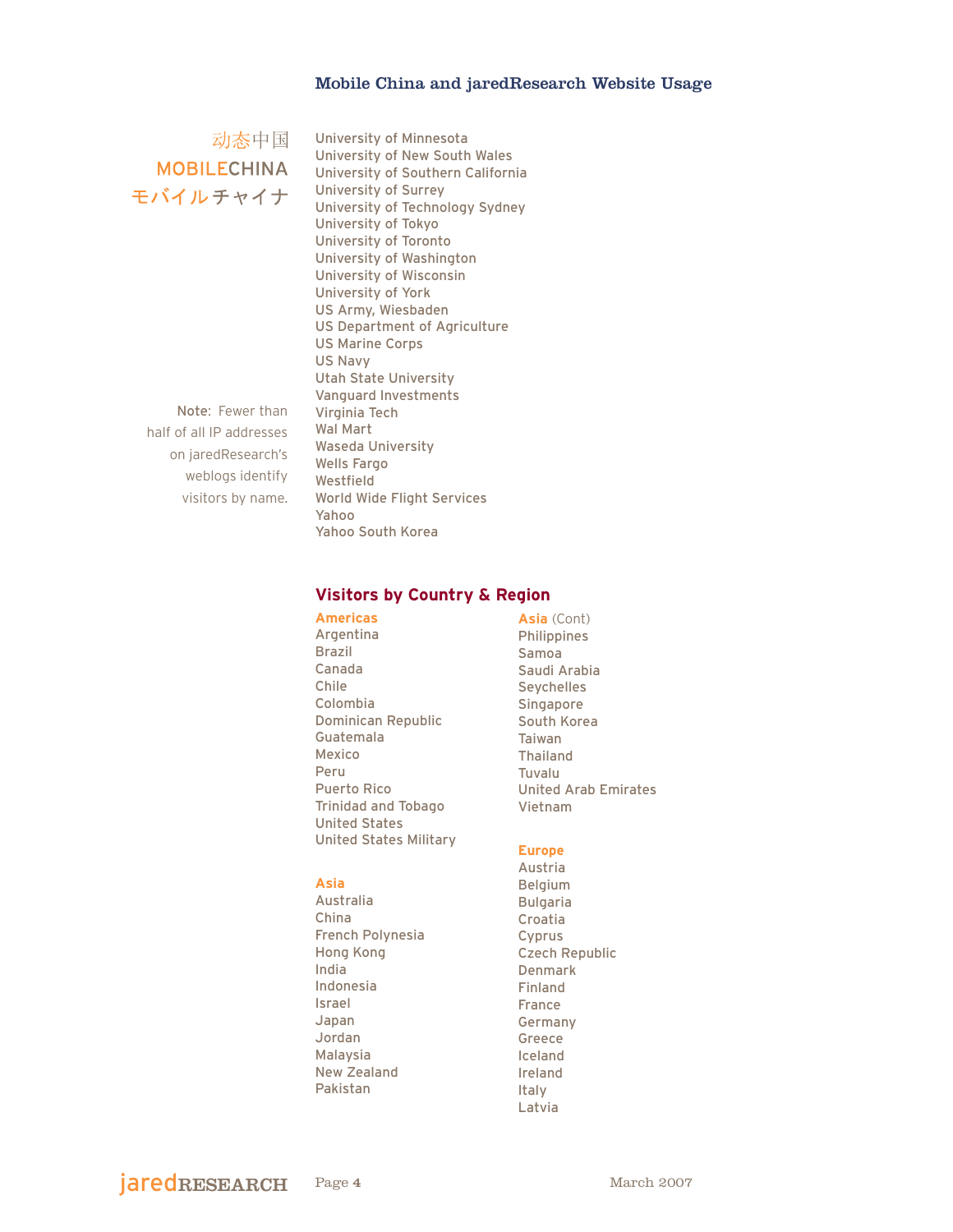## Mobile China and jaredResearch Website Usage

动态中国
MOBILECHINA
モバイルチャイナ

University of Minnesota
University of New South Wales
University of Southern California
University of Surrey
University of Technology Sydney
University of Tokyo
University of Toronto
University of Washington
University of Wisconsin
University of York
US Army, Wiesbaden
US Department of Agriculture
US Marine Corps
US Navy
Utah State University
Vanguard Investments
Virginia Tech
Wal Mart
Waseda University
Wells Fargo
Westfield
World Wide Flight Services
Yahoo
Yahoo South Korea

**Note:** Fewer than half of all IP addresses on jaredResearch's weblogs identify visitors by name.

## Visitors by Country & Region

**Americas**
Argentina
Brazil
Canada
Chile
Colombia
Dominican Republic
Guatemala
Mexico
Peru
Puerto Rico
Trinidad and Tobago
United States
United States Military

**Asia**
Australia
China
French Polynesia
Hong Kong
India
Indonesia
Israel
Japan
Jordan
Malaysia
New Zealand
Pakistan

**Asia** (Cont)
Philippines
Samoa
Saudi Arabia
Seychelles
Singapore
South Korea
Taiwan
Thailand
Tuvalu
United Arab Emirates
Vietnam

**Europe**
Austria
Belgium
Bulgaria
Croatia
Cyprus
Czech Republic
Denmark
Finland
France
Germany
Greece
Iceland
Ireland
Italy
Latvia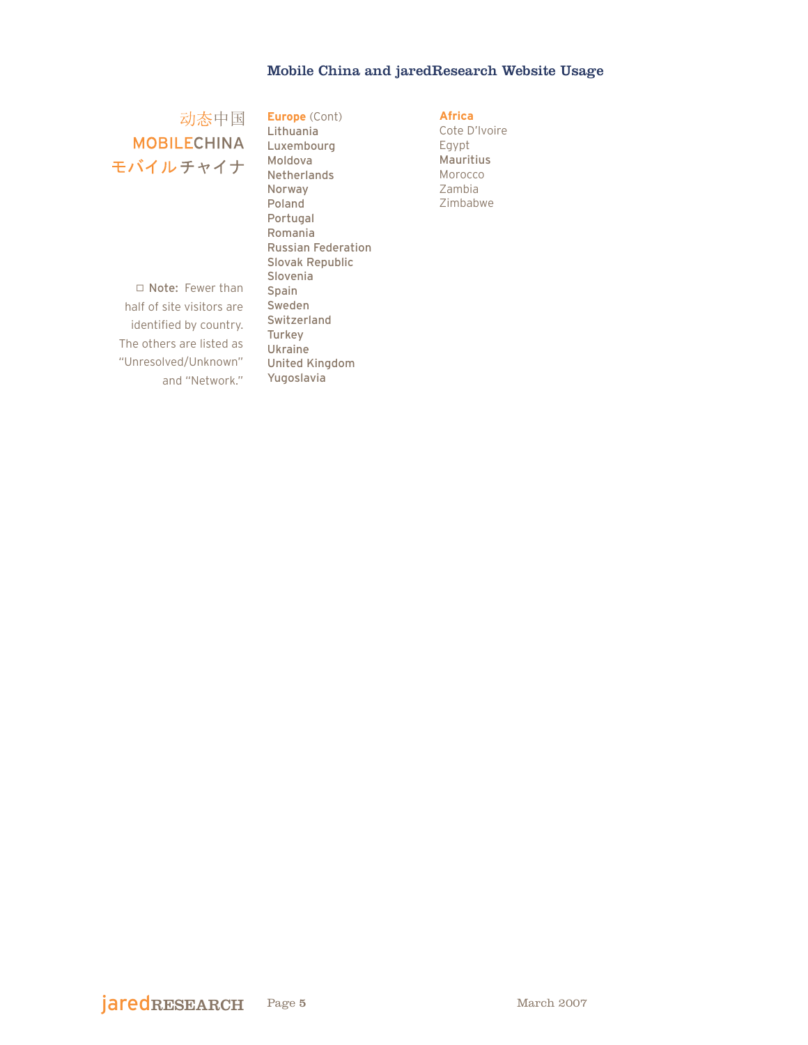动态中国
MOBILECHINA
モバイルチャイナ

□ **Note:** Fewer than half of site visitors are identified by country. The others are listed as "Unresolved/Unknown" and "Network."

**Europe** (Cont)
Lithuania
Luxembourg
Moldova
Netherlands
Norway
Poland
Portugal
Romania
Russian Federation
Slovak Republic
Slovenia
Spain
Sweden
Switzerland
Turkey
Ukraine
United Kingdom
Yugoslavia

**Africa**
Cote D'Ivoire
Egypt
Mauritius
Morocco
Zambia
Zimbabwe